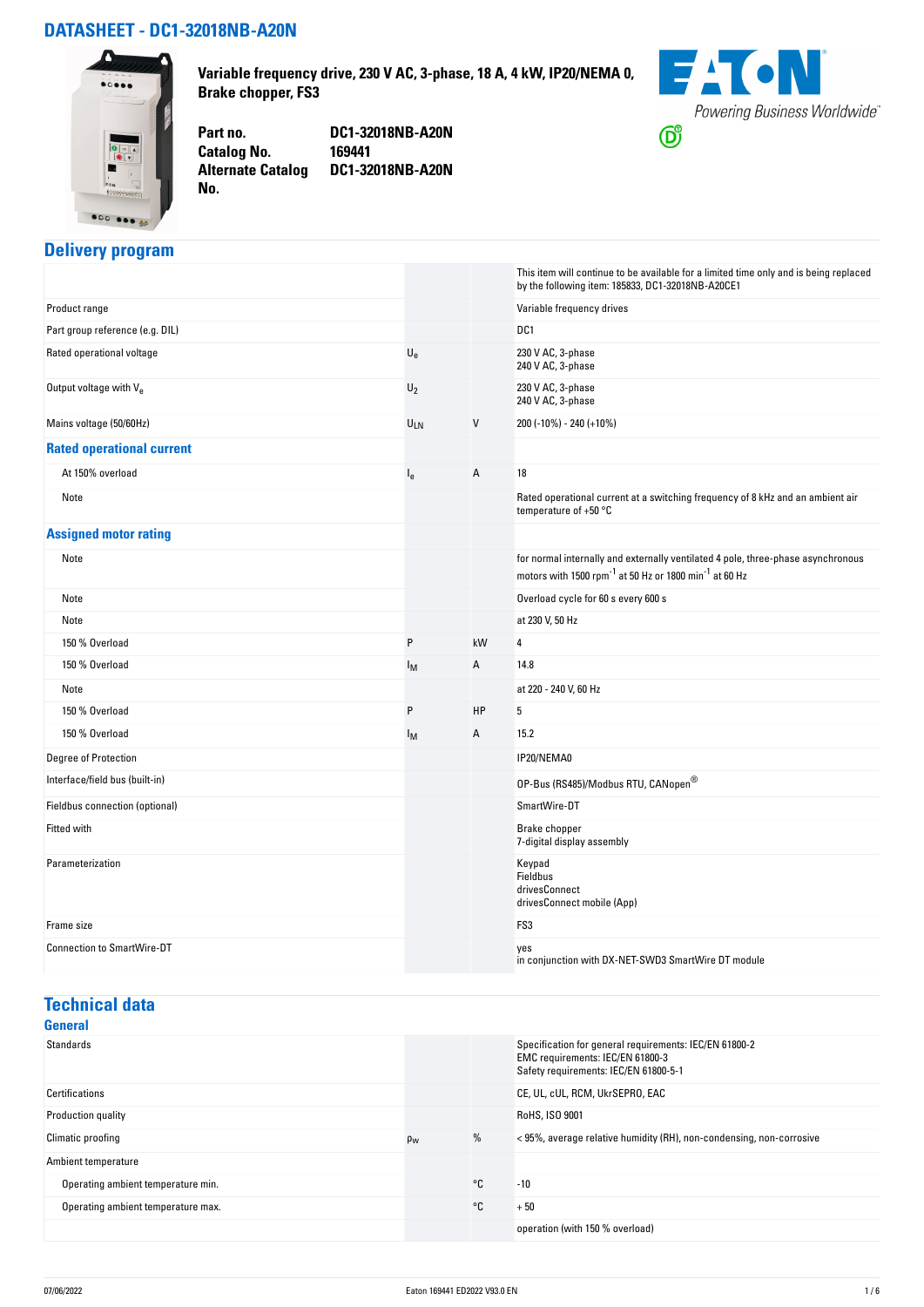# DATASHEET - DC1-32018NB-A20N

**Variable frequency drive, 230 V AC, 3-phase, 18 A, 4 kW, IP20/NEMA 0, Brake chopper, FS3**

| | |
|---|---|
| **Part no.** | **DC1-32018NB-A20N** |
| **Catalog No.** | **169441** |
| **Alternate Catalog No.** | **DC1-32018NB-A20N** |

Powering Business Worldwide

## Delivery program

| | | | |
|---|---|---|---|
| | | | This item will continue to be available for a limited time only and is being replaced by the following item: 185833, DC1-32018NB-A20CE1 |
| Product range | | | Variable frequency drives |
| Part group reference (e.g. DIL) | | | DC1 |
| Rated operational voltage | $U_e$ | | 230 V AC, 3-phase<br>240 V AC, 3-phase |
| Output voltage with $V_e$ | $U_2$ | | 230 V AC, 3-phase<br>240 V AC, 3-phase |
| Mains voltage (50/60Hz) | $U_{LN}$ | V | 200 (-10%) - 240 (+10%) |
| **Rated operational current** | | | |
| At 150% overload | $I_e$ | A | 18 |
| Note | | | Rated operational current at a switching frequency of 8 kHz and an ambient air temperature of +50 °C |
| **Assigned motor rating** | | | |
| Note | | | for normal internally and externally ventilated 4 pole, three-phase asynchronous motors with 1500 $rpm^{-1}$ at 50 Hz or 1800 $min^{-1}$ at 60 Hz |
| Note | | | Overload cycle for 60 s every 600 s |
| Note | | | at 230 V, 50 Hz |
| 150 % Overload | P | kW | 4 |
| 150 % Overload | $I_M$ | A | 14.8 |
| Note | | | at 220 - 240 V, 60 Hz |
| 150 % Overload | P | HP | 5 |
| 150 % Overload | $I_M$ | A | 15.2 |
| Degree of Protection | | | IP20/NEMA0 |
| Interface/field bus (built-in) | | | OP-Bus (RS485)/Modbus RTU, CANopen® |
| Fieldbus connection (optional) | | | SmartWire-DT |
| Fitted with | | | Brake chopper<br>7-digital display assembly |
| Parameterization | | | Keypad<br>Fieldbus<br>drivesConnect<br>drivesConnect mobile (App) |
| Frame size | | | FS3 |
| Connection to SmartWire-DT | | | yes<br>in conjunction with DX-NET-SWD3 SmartWire DT module |

## Technical data

### General

| | | | |
|---|---|---|---|
| Standards | | | Specification for general requirements: IEC/EN 61800-2<br>EMC requirements: IEC/EN 61800-3<br>Safety requirements: IEC/EN 61800-5-1 |
| Certifications | | | CE, UL, cUL, RCM, UkrSEPRO, EAC |
| Production quality | | | RoHS, ISO 9001 |
| Climatic proofing | $\rho_w$ | % | < 95%, average relative humidity (RH), non-condensing, non-corrosive |
| Ambient temperature | | | |
| Operating ambient temperature min. | | °C | -10 |
| Operating ambient temperature max. | | °C | + 50 |
| | | | operation (with 150 % overload) |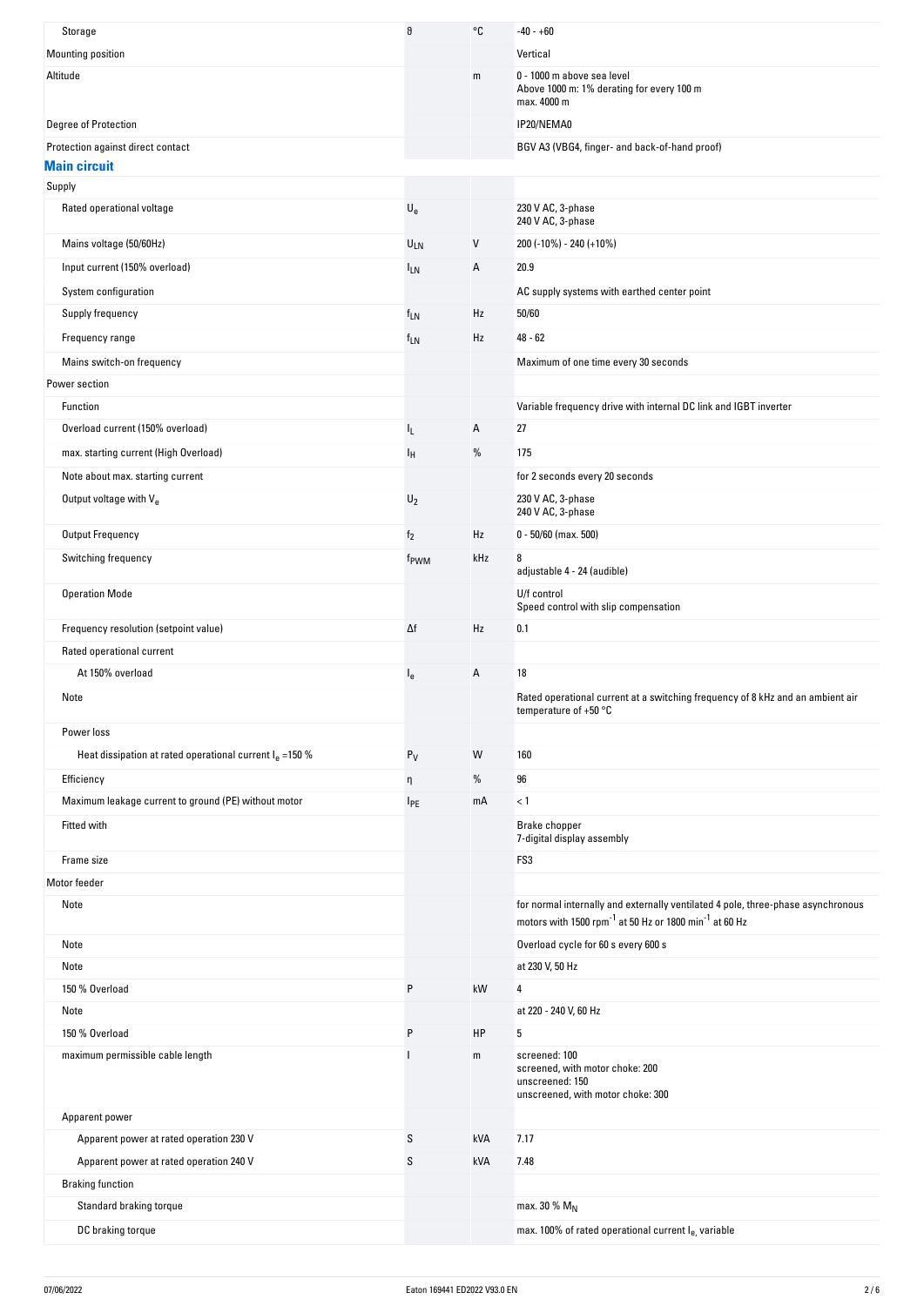| | | | |
|---|---|---|---|
| Storage | $\vartheta$ | °C | -40 - +60 |
| Mounting position | | | Vertical |
| Altitude | | m | 0 - 1000 m above sea level<br>Above 1000 m: 1% derating for every 100 m<br>max. 4000 m |
| Degree of Protection | | | IP20/NEMA0 |
| Protection against direct contact | | | BGV A3 (VBG4, finger- and back-of-hand proof) |

## Main circuit

| | | | |
|---|---|---|---|
| Supply | | | |
| Rated operational voltage | $U_e$ | | 230 V AC, 3-phase<br>240 V AC, 3-phase |
| Mains voltage (50/60Hz) | $U_{LN}$ | V | 200 (-10%) - 240 (+10%) |
| Input current (150% overload) | $I_{LN}$ | A | 20.9 |
| System configuration | | | AC supply systems with earthed center point |
| Supply frequency | $f_{LN}$ | Hz | 50/60 |
| Frequency range | $f_{LN}$ | Hz | 48 - 62 |
| Mains switch-on frequency | | | Maximum of one time every 30 seconds |
| Power section | | | |
| Function | | | Variable frequency drive with internal DC link and IGBT inverter |
| Overload current (150% overload) | $I_L$ | A | 27 |
| max. starting current (High Overload) | $I_H$ | % | 175 |
| Note about max. starting current | | | for 2 seconds every 20 seconds |
| Output voltage with $V_e$ | $U_2$ | | 230 V AC, 3-phase<br>240 V AC, 3-phase |
| Output Frequency | $f_2$ | Hz | 0 - 50/60 (max. 500) |
| Switching frequency | $f_{PWM}$ | kHz | 8<br>adjustable 4 - 24 (audible) |
| Operation Mode | | | U/f control<br>Speed control with slip compensation |
| Frequency resolution (setpoint value) | $\Delta f$ | Hz | 0.1 |
| Rated operational current | | | |
| At 150% overload | $I_e$ | A | 18 |
| Note | | | Rated operational current at a switching frequency of 8 kHz and an ambient air temperature of +50 °C |
| Power loss | | | |
| Heat dissipation at rated operational current $I_e$ =150 % | $P_V$ | W | 160 |
| Efficiency | $\eta$ | % | 96 |
| Maximum leakage current to ground (PE) without motor | $I_{PE}$ | mA | < 1 |
| Fitted with | | | Brake chopper<br>7-digital display assembly |
| Frame size | | | FS3 |
| Motor feeder | | | |
| Note | | | for normal internally and externally ventilated 4 pole, three-phase asynchronous motors with 1500 $rpm^{-1}$ at 50 Hz or 1800 $min^{-1}$ at 60 Hz |
| Note | | | Overload cycle for 60 s every 600 s |
| Note | | | at 230 V, 50 Hz |
| 150 % Overload | P | kW | 4 |
| Note | | | at 220 - 240 V, 60 Hz |
| 150 % Overload | P | HP | 5 |
| maximum permissible cable length | l | m | screened: 100<br>screened, with motor choke: 200<br>unscreened: 150<br>unscreened, with motor choke: 300 |
| Apparent power | | | |
| Apparent power at rated operation 230 V | S | kVA | 7.17 |
| Apparent power at rated operation 240 V | S | kVA | 7.48 |
| Braking function | | | |
| Standard braking torque | | | max. 30 % $M_N$ |
| DC braking torque | | | max. 100% of rated operational current $I_e$, variable |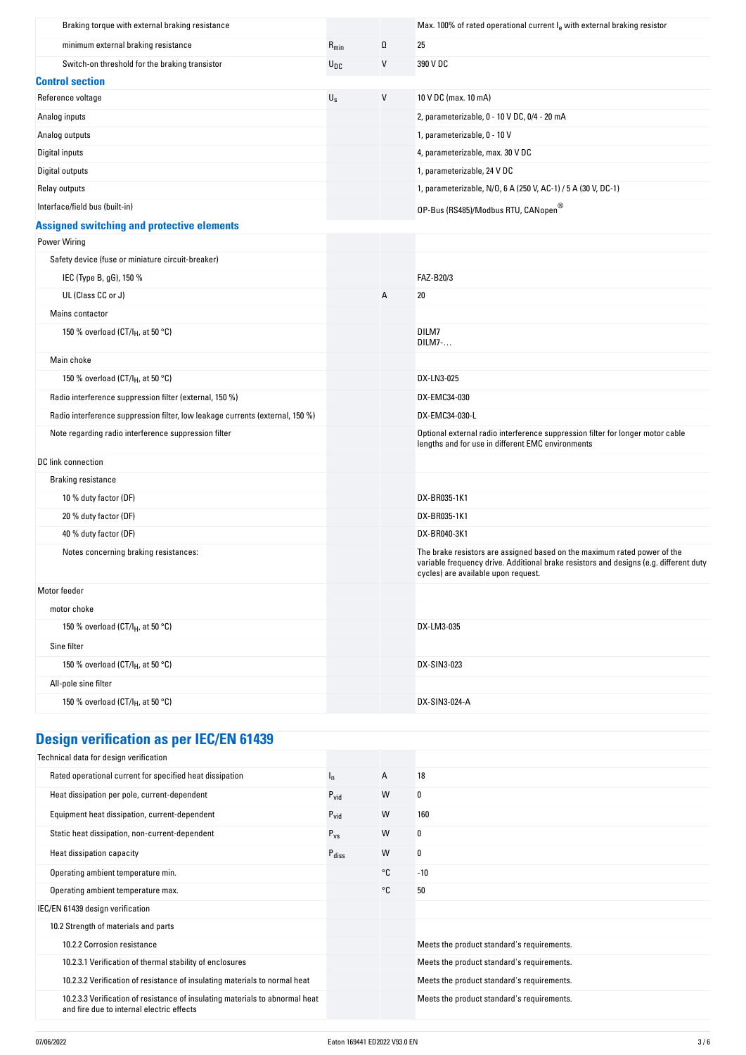| | | | |
|---|---|---|---|
| Braking torque with external braking resistance | | | Max. 100% of rated operational current $I_e$ with external braking resistor |
| minimum external braking resistance | $R_{min}$ | Ω | 25 |
| Switch-on threshold for the braking transistor | $U_{DC}$ | V | 390 V DC |

## Control section

| | | | |
|---|---|---|---|
| Reference voltage | $U_s$ | V | 10 V DC (max. 10 mA) |
| Analog inputs | | | 2, parameterizable, 0 - 10 V DC, 0/4 - 20 mA |
| Analog outputs | | | 1, parameterizable, 0 - 10 V |
| Digital inputs | | | 4, parameterizable, max. 30 V DC |
| Digital outputs | | | 1, parameterizable, 24 V DC |
| Relay outputs | | | 1, parameterizable, N/O, 6 A (250 V, AC-1) / 5 A (30 V, DC-1) |
| Interface/field bus (built-in) | | | OP-Bus (RS485)/Modbus RTU, CANopen® |

## Assigned switching and protective elements

| | | | |
|---|---|---|---|
| Power Wiring | | | |
| Safety device (fuse or miniature circuit-breaker) | | | |
| IEC (Type B, gG), 150 % | | | FAZ-B20/3 |
| UL (Class CC or J) | | A | 20 |
| Mains contactor | | | |
| 150 % overload (CT/$I_H$, at 50 °C) | | | DILM7<br>DILM7-… |
| Main choke | | | |
| 150 % overload (CT/$I_H$, at 50 °C) | | | DX-LN3-025 |
| Radio interference suppression filter (external, 150 %) | | | DX-EMC34-030 |
| Radio interference suppression filter, low leakage currents (external, 150 %) | | | DX-EMC34-030-L |
| Note regarding radio interference suppression filter | | | Optional external radio interference suppression filter for longer motor cable lengths and for use in different EMC environments |
| DC link connection | | | |
| Braking resistance | | | |
| 10 % duty factor (DF) | | | DX-BR035-1K1 |
| 20 % duty factor (DF) | | | DX-BR035-1K1 |
| 40 % duty factor (DF) | | | DX-BR040-3K1 |
| Notes concerning braking resistances: | | | The brake resistors are assigned based on the maximum rated power of the variable frequency drive. Additional brake resistors and designs (e.g. different duty cycles) are available upon request. |
| Motor feeder | | | |
| motor choke | | | |
| 150 % overload (CT/$I_H$, at 50 °C) | | | DX-LM3-035 |
| Sine filter | | | |
| 150 % overload (CT/$I_H$, at 50 °C) | | | DX-SIN3-023 |
| All-pole sine filter | | | |
| 150 % overload (CT/$I_H$, at 50 °C) | | | DX-SIN3-024-A |

# Design verification as per IEC/EN 61439

| | | | |
|---|---|---|---|
| Technical data for design verification | | | |
| Rated operational current for specified heat dissipation | $I_n$ | A | 18 |
| Heat dissipation per pole, current-dependent | $P_{vid}$ | W | 0 |
| Equipment heat dissipation, current-dependent | $P_{vid}$ | W | 160 |
| Static heat dissipation, non-current-dependent | $P_{vs}$ | W | 0 |
| Heat dissipation capacity | $P_{diss}$ | W | 0 |
| Operating ambient temperature min. | | °C | -10 |
| Operating ambient temperature max. | | °C | 50 |
| IEC/EN 61439 design verification | | | |
| 10.2 Strength of materials and parts | | | |
| 10.2.2 Corrosion resistance | | | Meets the product standard's requirements. |
| 10.2.3.1 Verification of thermal stability of enclosures | | | Meets the product standard's requirements. |
| 10.2.3.2 Verification of resistance of insulating materials to normal heat | | | Meets the product standard's requirements. |
| 10.2.3.3 Verification of resistance of insulating materials to abnormal heat and fire due to internal electric effects | | | Meets the product standard's requirements. |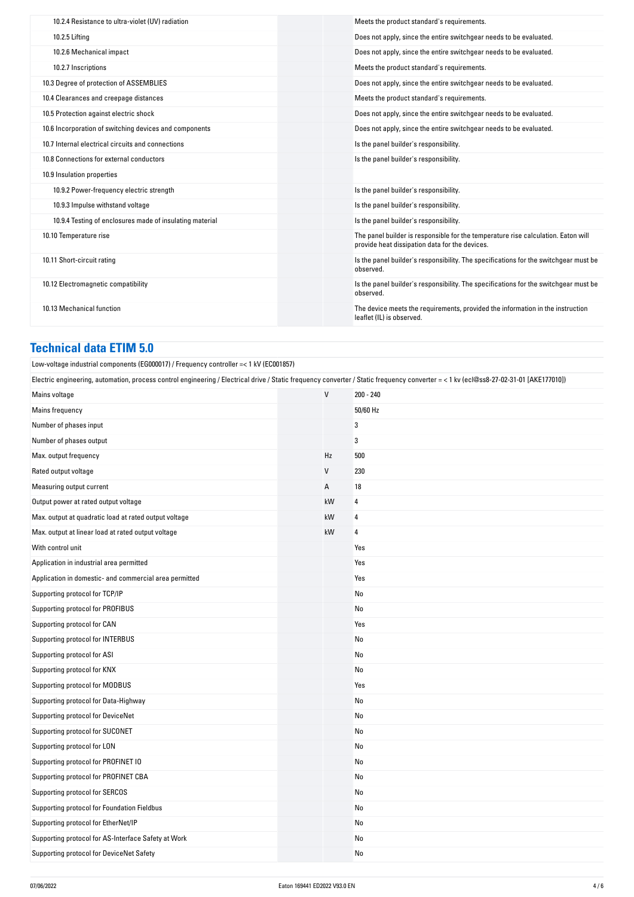| | | |
|---|---|---|
| 10.2.4 Resistance to ultra-violet (UV) radiation | | Meets the product standard's requirements. |
| 10.2.5 Lifting | | Does not apply, since the entire switchgear needs to be evaluated. |
| 10.2.6 Mechanical impact | | Does not apply, since the entire switchgear needs to be evaluated. |
| 10.2.7 Inscriptions | | Meets the product standard's requirements. |
| 10.3 Degree of protection of ASSEMBLIES | | Does not apply, since the entire switchgear needs to be evaluated. |
| 10.4 Clearances and creepage distances | | Meets the product standard's requirements. |
| 10.5 Protection against electric shock | | Does not apply, since the entire switchgear needs to be evaluated. |
| 10.6 Incorporation of switching devices and components | | Does not apply, since the entire switchgear needs to be evaluated. |
| 10.7 Internal electrical circuits and connections | | Is the panel builder's responsibility. |
| 10.8 Connections for external conductors | | Is the panel builder's responsibility. |
| 10.9 Insulation properties | | |
| 10.9.2 Power-frequency electric strength | | Is the panel builder's responsibility. |
| 10.9.3 Impulse withstand voltage | | Is the panel builder's responsibility. |
| 10.9.4 Testing of enclosures made of insulating material | | Is the panel builder's responsibility. |
| 10.10 Temperature rise | | The panel builder is responsible for the temperature rise calculation. Eaton will provide heat dissipation data for the devices. |
| 10.11 Short-circuit rating | | Is the panel builder's responsibility. The specifications for the switchgear must be observed. |
| 10.12 Electromagnetic compatibility | | Is the panel builder's responsibility. The specifications for the switchgear must be observed. |
| 10.13 Mechanical function | | The device meets the requirements, provided the information in the instruction leaflet (IL) is observed. |

## Technical data ETIM 5.0

Low-voltage industrial components (EG000017) / Frequency controller =< 1 kV (EC001857)

Electric engineering, automation, process control engineering / Electrical drive / Static frequency converter / Static frequency converter = < 1 kv (ecl@ss8-27-02-31-01 [AKE177010])

| | | |
|---|---|---|
| Mains voltage | V | 200 - 240 |
| Mains frequency | | 50/60 Hz |
| Number of phases input | | 3 |
| Number of phases output | | 3 |
| Max. output frequency | Hz | 500 |
| Rated output voltage | V | 230 |
| Measuring output current | A | 18 |
| Output power at rated output voltage | kW | 4 |
| Max. output at quadratic load at rated output voltage | kW | 4 |
| Max. output at linear load at rated output voltage | kW | 4 |
| With control unit | | Yes |
| Application in industrial area permitted | | Yes |
| Application in domestic- and commercial area permitted | | Yes |
| Supporting protocol for TCP/IP | | No |
| Supporting protocol for PROFIBUS | | No |
| Supporting protocol for CAN | | Yes |
| Supporting protocol for INTERBUS | | No |
| Supporting protocol for ASI | | No |
| Supporting protocol for KNX | | No |
| Supporting protocol for MODBUS | | Yes |
| Supporting protocol for Data-Highway | | No |
| Supporting protocol for DeviceNet | | No |
| Supporting protocol for SUCONET | | No |
| Supporting protocol for LON | | No |
| Supporting protocol for PROFINET IO | | No |
| Supporting protocol for PROFINET CBA | | No |
| Supporting protocol for SERCOS | | No |
| Supporting protocol for Foundation Fieldbus | | No |
| Supporting protocol for EtherNet/IP | | No |
| Supporting protocol for AS-Interface Safety at Work | | No |
| Supporting protocol for DeviceNet Safety | | No |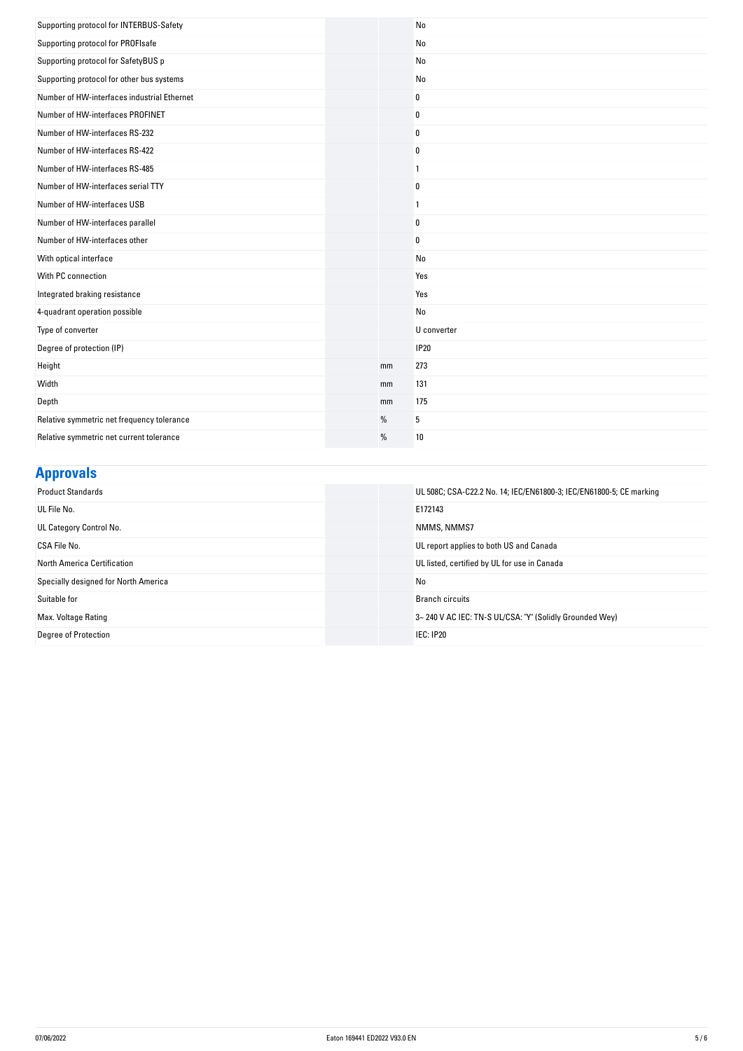| | | |
|---|---|---|
| Supporting protocol for INTERBUS-Safety | | No |
| Supporting protocol for PROFIsafe | | No |
| Supporting protocol for SafetyBUS p | | No |
| Supporting protocol for other bus systems | | No |
| Number of HW-interfaces industrial Ethernet | | 0 |
| Number of HW-interfaces PROFINET | | 0 |
| Number of HW-interfaces RS-232 | | 0 |
| Number of HW-interfaces RS-422 | | 0 |
| Number of HW-interfaces RS-485 | | 1 |
| Number of HW-interfaces serial TTY | | 0 |
| Number of HW-interfaces USB | | 1 |
| Number of HW-interfaces parallel | | 0 |
| Number of HW-interfaces other | | 0 |
| With optical interface | | No |
| With PC connection | | Yes |
| Integrated braking resistance | | Yes |
| 4-quadrant operation possible | | No |
| Type of converter | | U converter |
| Degree of protection (IP) | | IP20 |
| Height | mm | 273 |
| Width | mm | 131 |
| Depth | mm | 175 |
| Relative symmetric net frequency tolerance | % | 5 |
| Relative symmetric net current tolerance | % | 10 |

## Approvals

| | | |
|---|---|---|
| Product Standards | | UL 508C; CSA-C22.2 No. 14; IEC/EN61800-3; IEC/EN61800-5; CE marking |
| UL File No. | | E172143 |
| UL Category Control No. | | NMMS, NMMS7 |
| CSA File No. | | UL report applies to both US and Canada |
| North America Certification | | UL listed, certified by UL for use in Canada |
| Specially designed for North America | | No |
| Suitable for | | Branch circuits |
| Max. Voltage Rating | | 3~ 240 V AC IEC: TN-S UL/CSA: "Y" (Solidly Grounded Wey) |
| Degree of Protection | | IEC: IP20 |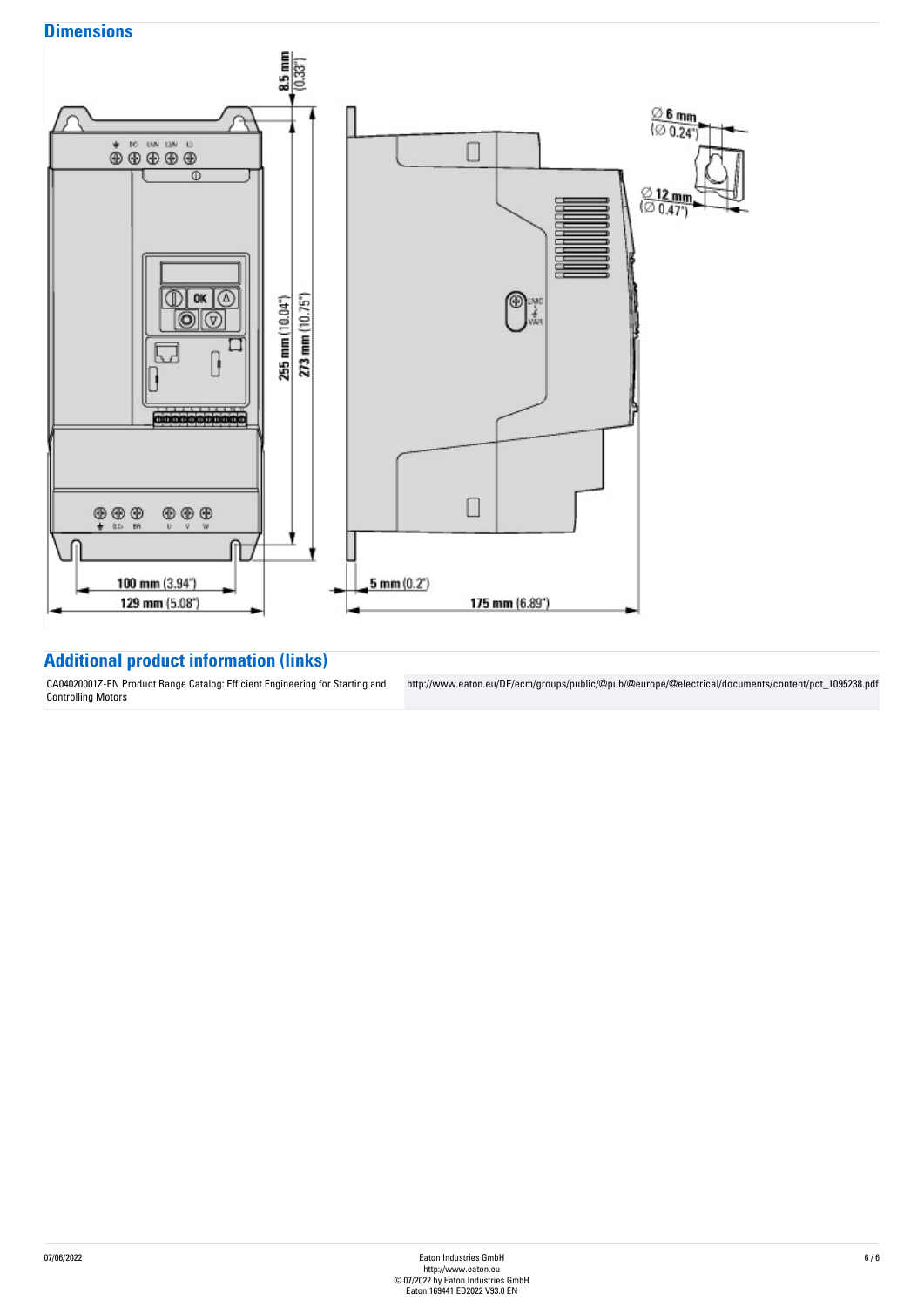## Dimensions

8.5 mm (0.33")

255 mm (10.04")

273 mm (10.75")

100 mm (3.94")

129 mm (5.08")

5 mm (0.2")

175 mm (6.89")

Ø 6 mm (Ø 0.24")

Ø 12 mm (Ø 0.47")

## Additional product information (links)

| | |
|---|---|
| CA04020001Z-EN Product Range Catalog: Efficient Engineering for Starting and Controlling Motors | http://www.eaton.eu/DE/ecm/groups/public/@pub/@europe/@electrical/documents/content/pct_1095238.pdf |